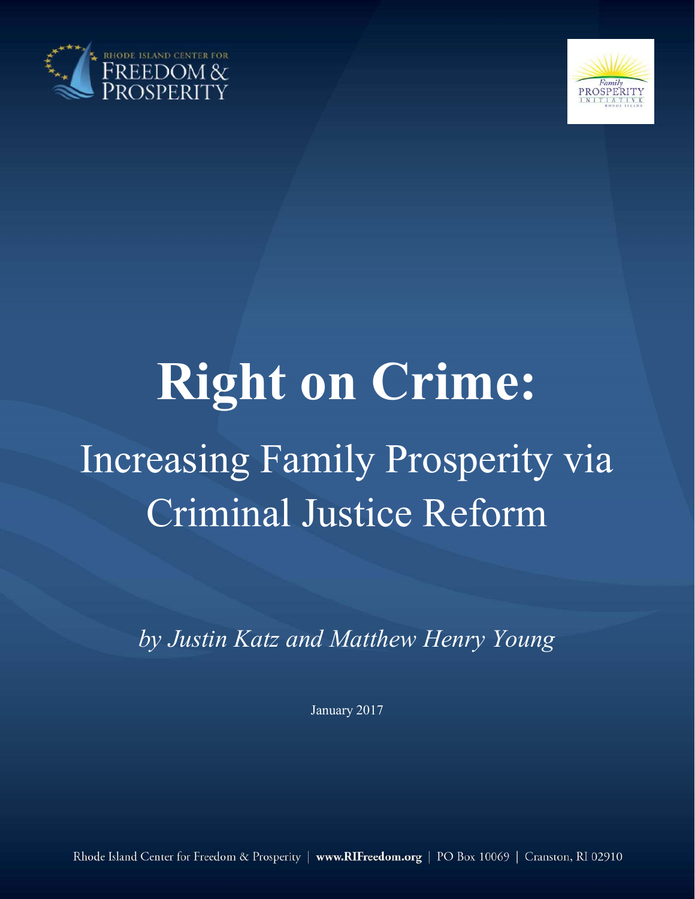RHODE ISLAND CENTER FOR FREEDOM & PROSPERITY

Family PROSPERITY INITIATIVE RHODE ISLAND

# Right on Crime:

## Increasing Family Prosperity via Criminal Justice Reform

*by Justin Katz and Matthew Henry Young*

January 2017

Rhode Island Center for Freedom & Prosperity | **www.RIFreedom.org** | PO Box 10069 | Cranston, RI 02910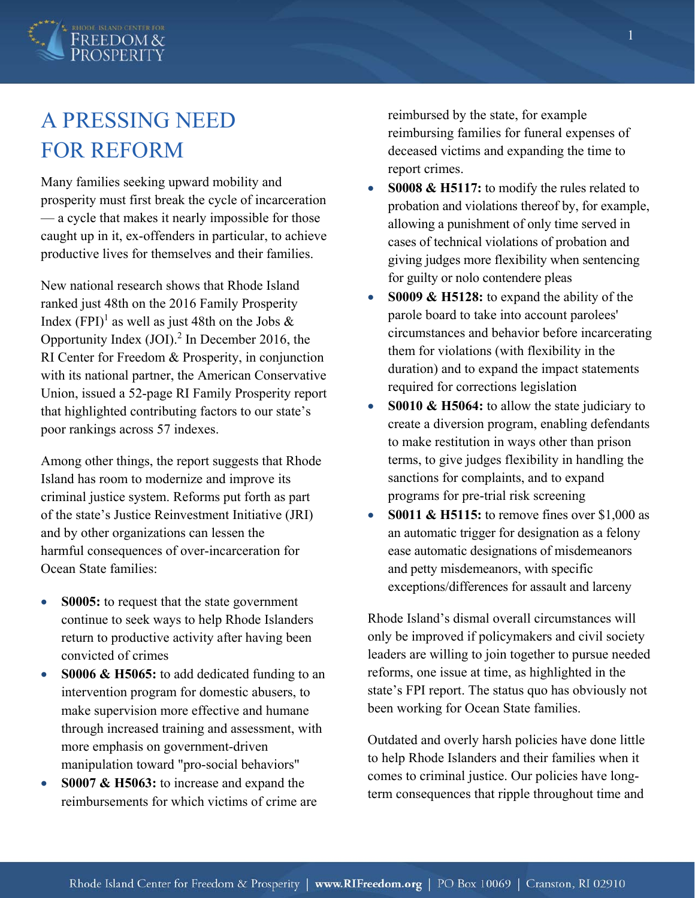# A PRESSING NEED FOR REFORM

Many families seeking upward mobility and prosperity must first break the cycle of incarceration — a cycle that makes it nearly impossible for those caught up in it, ex-offenders in particular, to achieve productive lives for themselves and their families.

New national research shows that Rhode Island ranked just 48th on the 2016 Family Prosperity Index (FPI)[1] as well as just 48th on the Jobs & Opportunity Index (JOI).[2] In December 2016, the RI Center for Freedom & Prosperity, in conjunction with its national partner, the American Conservative Union, issued a 52-page RI Family Prosperity report that highlighted contributing factors to our state's poor rankings across 57 indexes.

Among other things, the report suggests that Rhode Island has room to modernize and improve its criminal justice system. Reforms put forth as part of the state's Justice Reinvestment Initiative (JRI) and by other organizations can lessen the harmful consequences of over-incarceration for Ocean State families:

- **S0005:** to request that the state government continue to seek ways to help Rhode Islanders return to productive activity after having been convicted of crimes
- **S0006 & H5065:** to add dedicated funding to an intervention program for domestic abusers, to make supervision more effective and humane through increased training and assessment, with more emphasis on government-driven manipulation toward "pro-social behaviors"
- **S0007 & H5063:** to increase and expand the reimbursements for which victims of crime are reimbursed by the state, for example reimbursing families for funeral expenses of deceased victims and expanding the time to report crimes.
- **S0008 & H5117:** to modify the rules related to probation and violations thereof by, for example, allowing a punishment of only time served in cases of technical violations of probation and giving judges more flexibility when sentencing for guilty or nolo contendere pleas
- **S0009 & H5128:** to expand the ability of the parole board to take into account parolees' circumstances and behavior before incarcerating them for violations (with flexibility in the duration) and to expand the impact statements required for corrections legislation
- **S0010 & H5064:** to allow the state judiciary to create a diversion program, enabling defendants to make restitution in ways other than prison terms, to give judges flexibility in handling the sanctions for complaints, and to expand programs for pre-trial risk screening
- **S0011 & H5115:** to remove fines over $1,000 as an automatic trigger for designation as a felony ease automatic designations of misdemeanors and petty misdemeanors, with specific exceptions/differences for assault and larceny

Rhode Island's dismal overall circumstances will only be improved if policymakers and civil society leaders are willing to join together to pursue needed reforms, one issue at time, as highlighted in the state's FPI report. The status quo has obviously not been working for Ocean State families.

Outdated and overly harsh policies have done little to help Rhode Islanders and their families when it comes to criminal justice. Our policies have long-term consequences that ripple throughout time and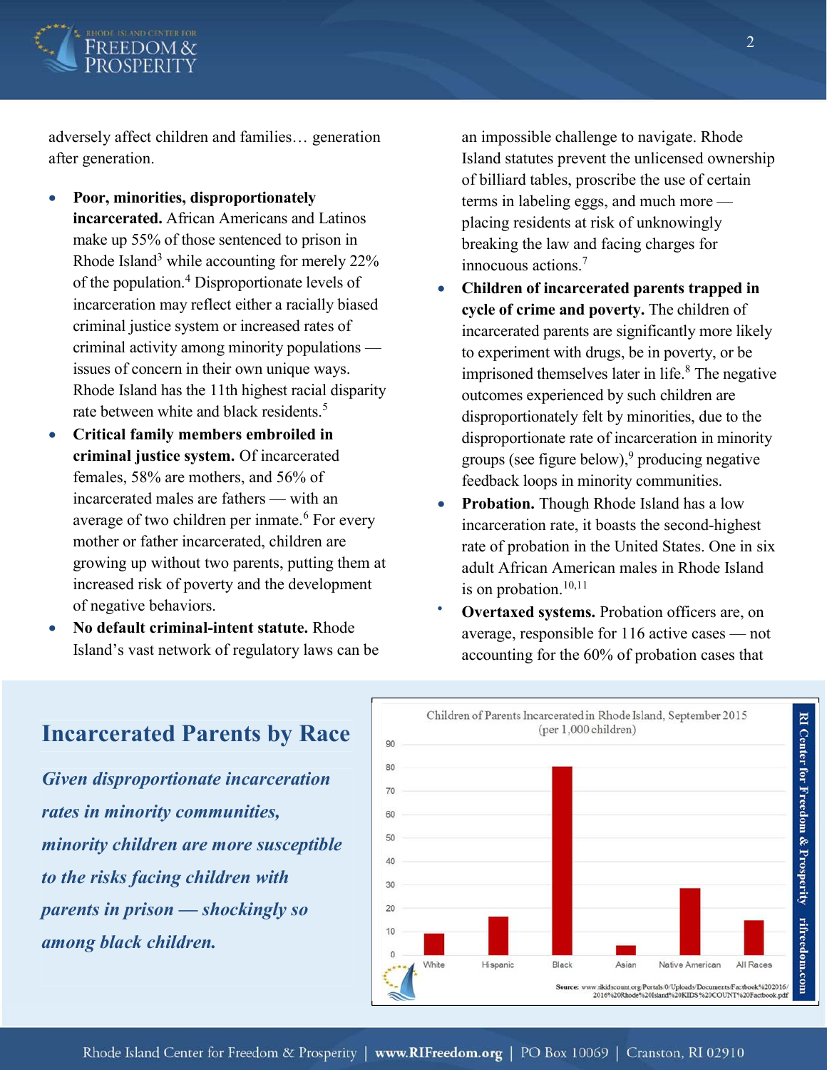adversely affect children and families… generation after generation.

- **Poor, minorities, disproportionately incarcerated.** African Americans and Latinos make up 55% of those sentenced to prison in Rhode Island[3] while accounting for merely 22% of the population.[4] Disproportionate levels of incarceration may reflect either a racially biased criminal justice system or increased rates of criminal activity among minority populations — issues of concern in their own unique ways. Rhode Island has the 11th highest racial disparity rate between white and black residents.[5]
- **Critical family members embroiled in criminal justice system.** Of incarcerated females, 58% are mothers, and 56% of incarcerated males are fathers — with an average of two children per inmate.[6] For every mother or father incarcerated, children are growing up without two parents, putting them at increased risk of poverty and the development of negative behaviors.
- **No default criminal-intent statute.** Rhode Island's vast network of regulatory laws can be an impossible challenge to navigate. Rhode Island statutes prevent the unlicensed ownership of billiard tables, proscribe the use of certain terms in labeling eggs, and much more — placing residents at risk of unknowingly breaking the law and facing charges for innocuous actions.[7]
- **Children of incarcerated parents trapped in cycle of crime and poverty.** The children of incarcerated parents are significantly more likely to experiment with drugs, be in poverty, or be imprisoned themselves later in life.[8] The negative outcomes experienced by such children are disproportionately felt by minorities, due to the disproportionate rate of incarceration in minority groups (see figure below),[9] producing negative feedback loops in minority communities.
- **Probation.** Though Rhode Island has a low incarceration rate, it boasts the second-highest rate of probation in the United States. One in six adult African American males in Rhode Island is on probation.[10,11]
- **Overtaxed systems.** Probation officers are, on average, responsible for 116 active cases — not accounting for the 60% of probation cases that

## Incarcerated Parents by Race

***Given disproportionate incarceration rates in minority communities, minority children are more susceptible to the risks facing children with parents in prison — shockingly so among black children.***

Children of Parents Incarcerated in Rhode Island, September 2015 (per 1,000 children)

| Race | Per 1,000 children (approx.) |
|---|---|
| White | 9 |
| Hispanic | 16 |
| Black | 80 |
| Asian | 4 |
| Native American | 28 |
| All Races | 15 |

Source: www.rikidscount.org/Portals/0/Uploads/Documents/Factbook%202016/2016%20Rhode%20Island%20KIDS%20COUNT%20Factbook.pdf

RI Center for Freedom & Prosperity rifreedom.com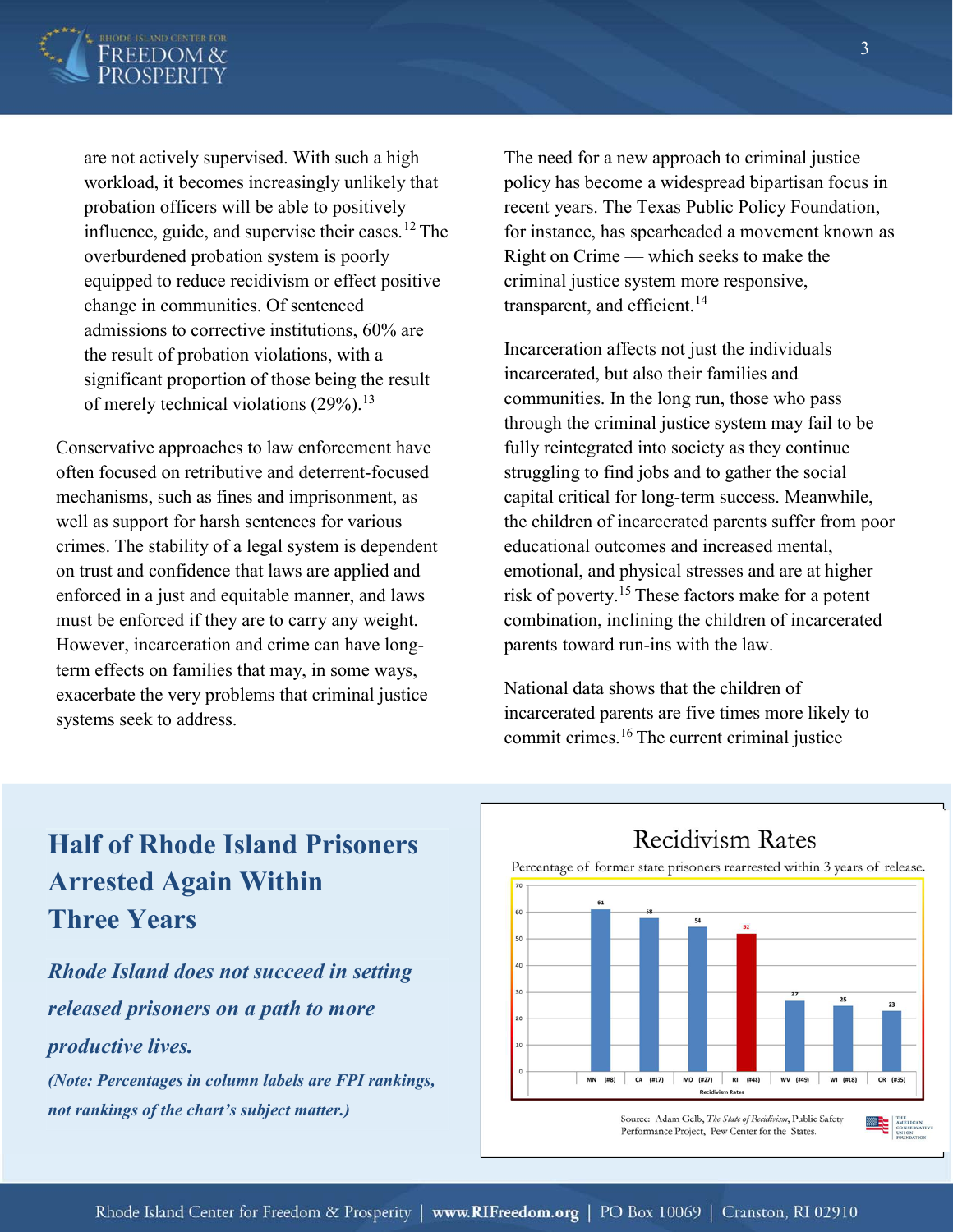are not actively supervised. With such a high workload, it becomes increasingly unlikely that probation officers will be able to positively influence, guide, and supervise their cases.[12] The overburdened probation system is poorly equipped to reduce recidivism or effect positive change in communities. Of sentenced admissions to corrective institutions, 60% are the result of probation violations, with a significant proportion of those being the result of merely technical violations (29%).[13]

Conservative approaches to law enforcement have often focused on retributive and deterrent-focused mechanisms, such as fines and imprisonment, as well as support for harsh sentences for various crimes. The stability of a legal system is dependent on trust and confidence that laws are applied and enforced in a just and equitable manner, and laws must be enforced if they are to carry any weight. However, incarceration and crime can have long-term effects on families that may, in some ways, exacerbate the very problems that criminal justice systems seek to address.

The need for a new approach to criminal justice policy has become a widespread bipartisan focus in recent years. The Texas Public Policy Foundation, for instance, has spearheaded a movement known as Right on Crime — which seeks to make the criminal justice system more responsive, transparent, and efficient.[14]

Incarceration affects not just the individuals incarcerated, but also their families and communities. In the long run, those who pass through the criminal justice system may fail to be fully reintegrated into society as they continue struggling to find jobs and to gather the social capital critical for long-term success. Meanwhile, the children of incarcerated parents suffer from poor educational outcomes and increased mental, emotional, and physical stresses and are at higher risk of poverty.[15] These factors make for a potent combination, inclining the children of incarcerated parents toward run-ins with the law.

National data shows that the children of incarcerated parents are five times more likely to commit crimes.[16] The current criminal justice

## Half of Rhode Island Prisoners Arrested Again Within Three Years

***Rhode Island does not succeed in setting released prisoners on a path to more productive lives.***

***(Note: Percentages in column labels are FPI rankings, not rankings of the chart's subject matter.)***

**Recidivism Rates**

Percentage of former state prisoners rearrested within 3 years of release.

| State | Recidivism Rate |
| --- | --- |
| MN (#8) | 61 |
| CA (#17) | 58 |
| MO (#27) | 54 |
| RI (#48) | 52 |
| WV (#49) | 27 |
| WI (#18) | 25 |
| OR (#35) | 23 |

Source: Adam Gelb, *The State of Recidivism*, Public Safety Performance Project, Pew Center for the States.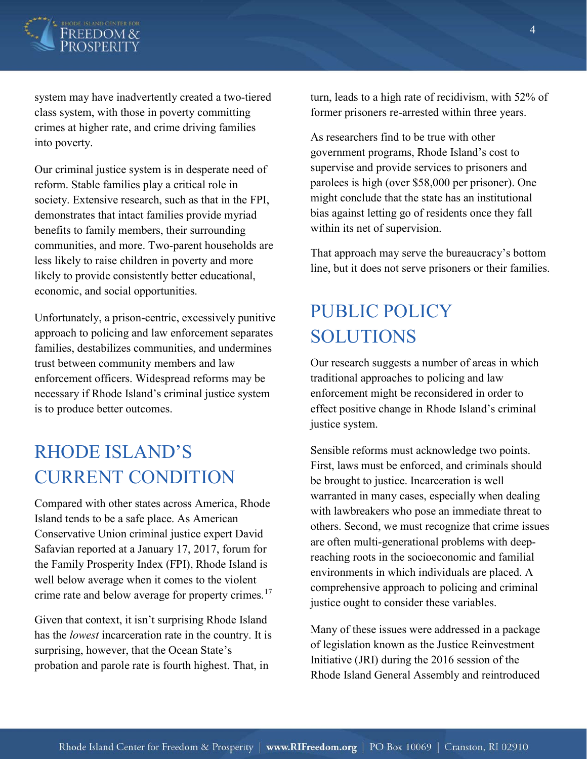system may have inadvertently created a two-tiered class system, with those in poverty committing crimes at higher rate, and crime driving families into poverty.

Our criminal justice system is in desperate need of reform. Stable families play a critical role in society. Extensive research, such as that in the FPI, demonstrates that intact families provide myriad benefits to family members, their surrounding communities, and more. Two-parent households are less likely to raise children in poverty and more likely to provide consistently better educational, economic, and social opportunities.

Unfortunately, a prison-centric, excessively punitive approach to policing and law enforcement separates families, destabilizes communities, and undermines trust between community members and law enforcement officers. Widespread reforms may be necessary if Rhode Island's criminal justice system is to produce better outcomes.

## RHODE ISLAND'S CURRENT CONDITION

Compared with other states across America, Rhode Island tends to be a safe place. As American Conservative Union criminal justice expert David Safavian reported at a January 17, 2017, forum for the Family Prosperity Index (FPI), Rhode Island is well below average when it comes to the violent crime rate and below average for property crimes.[17]

Given that context, it isn't surprising Rhode Island has the *lowest* incarceration rate in the country. It is surprising, however, that the Ocean State's probation and parole rate is fourth highest. That, in turn, leads to a high rate of recidivism, with 52% of former prisoners re-arrested within three years.

As researchers find to be true with other government programs, Rhode Island's cost to supervise and provide services to prisoners and parolees is high (over $58,000 per prisoner). One might conclude that the state has an institutional bias against letting go of residents once they fall within its net of supervision.

That approach may serve the bureaucracy's bottom line, but it does not serve prisoners or their families.

## PUBLIC POLICY SOLUTIONS

Our research suggests a number of areas in which traditional approaches to policing and law enforcement might be reconsidered in order to effect positive change in Rhode Island's criminal justice system.

Sensible reforms must acknowledge two points. First, laws must be enforced, and criminals should be brought to justice. Incarceration is well warranted in many cases, especially when dealing with lawbreakers who pose an immediate threat to others. Second, we must recognize that crime issues are often multi-generational problems with deep-reaching roots in the socioeconomic and familial environments in which individuals are placed. A comprehensive approach to policing and criminal justice ought to consider these variables.

Many of these issues were addressed in a package of legislation known as the Justice Reinvestment Initiative (JRI) during the 2016 session of the Rhode Island General Assembly and reintroduced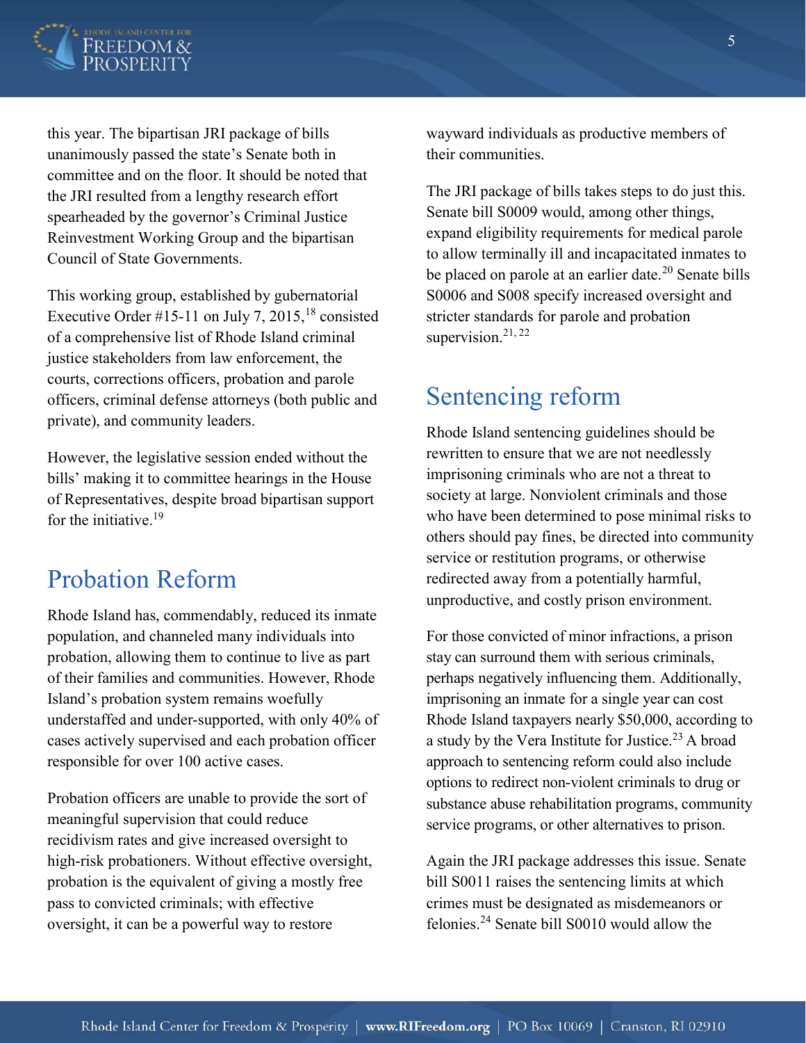this year. The bipartisan JRI package of bills unanimously passed the state's Senate both in committee and on the floor. It should be noted that the JRI resulted from a lengthy research effort spearheaded by the governor's Criminal Justice Reinvestment Working Group and the bipartisan Council of State Governments.

This working group, established by gubernatorial Executive Order #15-11 on July 7, 2015,[18] consisted of a comprehensive list of Rhode Island criminal justice stakeholders from law enforcement, the courts, corrections officers, probation and parole officers, criminal defense attorneys (both public and private), and community leaders.

However, the legislative session ended without the bills' making it to committee hearings in the House of Representatives, despite broad bipartisan support for the initiative.[19]

## Probation Reform

Rhode Island has, commendably, reduced its inmate population, and channeled many individuals into probation, allowing them to continue to live as part of their families and communities. However, Rhode Island's probation system remains woefully understaffed and under-supported, with only 40% of cases actively supervised and each probation officer responsible for over 100 active cases.

Probation officers are unable to provide the sort of meaningful supervision that could reduce recidivism rates and give increased oversight to high-risk probationers. Without effective oversight, probation is the equivalent of giving a mostly free pass to convicted criminals; with effective oversight, it can be a powerful way to restore wayward individuals as productive members of their communities.

The JRI package of bills takes steps to do just this. Senate bill S0009 would, among other things, expand eligibility requirements for medical parole to allow terminally ill and incapacitated inmates to be placed on parole at an earlier date.[20] Senate bills S0006 and S008 specify increased oversight and stricter standards for parole and probation supervision.[21, 22]

## Sentencing reform

Rhode Island sentencing guidelines should be rewritten to ensure that we are not needlessly imprisoning criminals who are not a threat to society at large. Nonviolent criminals and those who have been determined to pose minimal risks to others should pay fines, be directed into community service or restitution programs, or otherwise redirected away from a potentially harmful, unproductive, and costly prison environment.

For those convicted of minor infractions, a prison stay can surround them with serious criminals, perhaps negatively influencing them. Additionally, imprisoning an inmate for a single year can cost Rhode Island taxpayers nearly $50,000, according to a study by the Vera Institute for Justice.[23] A broad approach to sentencing reform could also include options to redirect non-violent criminals to drug or substance abuse rehabilitation programs, community service programs, or other alternatives to prison.

Again the JRI package addresses this issue. Senate bill S0011 raises the sentencing limits at which crimes must be designated as misdemeanors or felonies.[24] Senate bill S0010 would allow the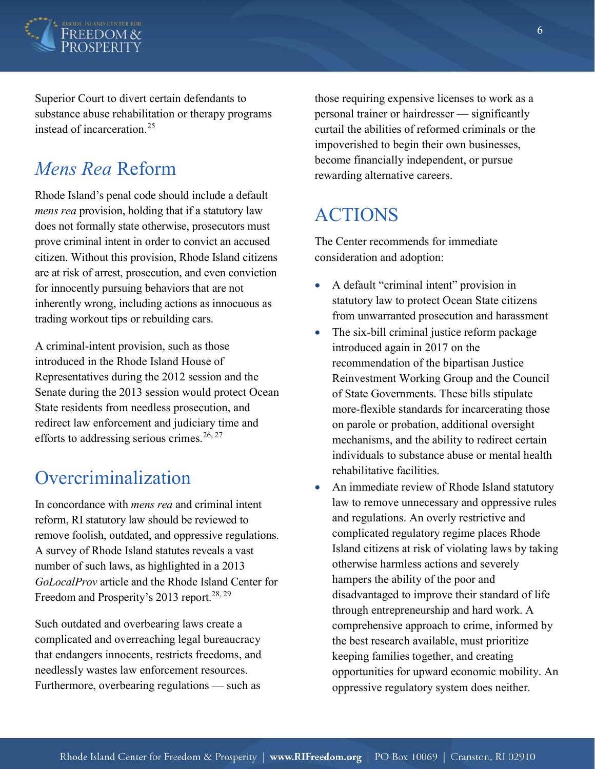Superior Court to divert certain defendants to substance abuse rehabilitation or therapy programs instead of incarceration.[25]

## *Mens Rea* Reform

Rhode Island's penal code should include a default *mens rea* provision, holding that if a statutory law does not formally state otherwise, prosecutors must prove criminal intent in order to convict an accused citizen. Without this provision, Rhode Island citizens are at risk of arrest, prosecution, and even conviction for innocently pursuing behaviors that are not inherently wrong, including actions as innocuous as trading workout tips or rebuilding cars.

A criminal-intent provision, such as those introduced in the Rhode Island House of Representatives during the 2012 session and the Senate during the 2013 session would protect Ocean State residents from needless prosecution, and redirect law enforcement and judiciary time and efforts to addressing serious crimes.[26, 27]

## Overcriminalization

In concordance with *mens rea* and criminal intent reform, RI statutory law should be reviewed to remove foolish, outdated, and oppressive regulations. A survey of Rhode Island statutes reveals a vast number of such laws, as highlighted in a 2013 *GoLocalProv* article and the Rhode Island Center for Freedom and Prosperity's 2013 report.[28, 29]

Such outdated and overbearing laws create a complicated and overreaching legal bureaucracy that endangers innocents, restricts freedoms, and needlessly wastes law enforcement resources. Furthermore, overbearing regulations — such as those requiring expensive licenses to work as a personal trainer or hairdresser — significantly curtail the abilities of reformed criminals or the impoverished to begin their own businesses, become financially independent, or pursue rewarding alternative careers.

## ACTIONS

The Center recommends for immediate consideration and adoption:

- A default "criminal intent" provision in statutory law to protect Ocean State citizens from unwarranted prosecution and harassment
- The six-bill criminal justice reform package introduced again in 2017 on the recommendation of the bipartisan Justice Reinvestment Working Group and the Council of State Governments. These bills stipulate more-flexible standards for incarcerating those on parole or probation, additional oversight mechanisms, and the ability to redirect certain individuals to substance abuse or mental health rehabilitative facilities.
- An immediate review of Rhode Island statutory law to remove unnecessary and oppressive rules and regulations. An overly restrictive and complicated regulatory regime places Rhode Island citizens at risk of violating laws by taking otherwise harmless actions and severely hampers the ability of the poor and disadvantaged to improve their standard of life through entrepreneurship and hard work. A comprehensive approach to crime, informed by the best research available, must prioritize keeping families together, and creating opportunities for upward economic mobility. An oppressive regulatory system does neither.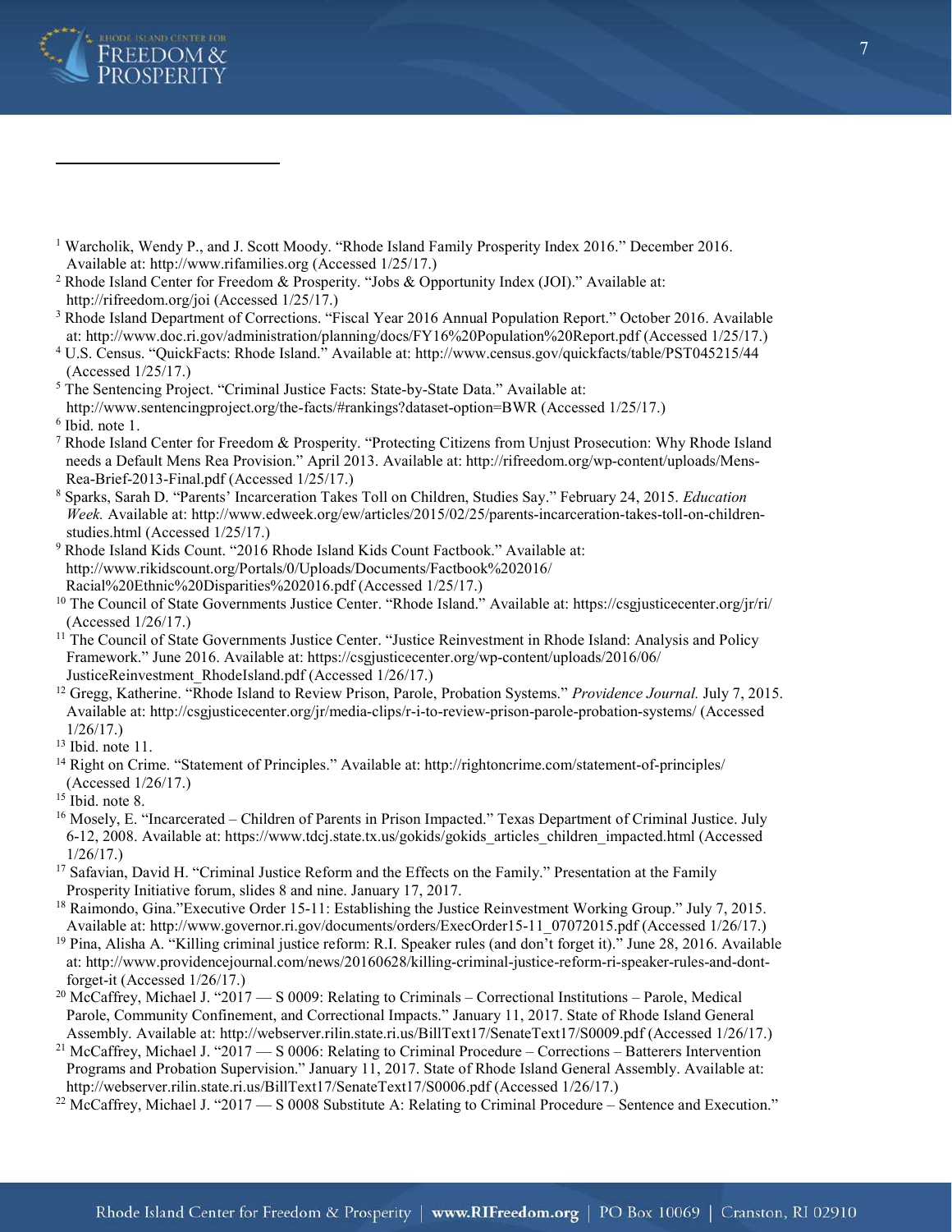[1] Warcholik, Wendy P., and J. Scott Moody. "Rhode Island Family Prosperity Index 2016." December 2016. Available at: http://www.rifamilies.org (Accessed 1/25/17.)

[2] Rhode Island Center for Freedom & Prosperity. "Jobs & Opportunity Index (JOI)." Available at: http://rifreedom.org/joi (Accessed 1/25/17.)

[3] Rhode Island Department of Corrections. "Fiscal Year 2016 Annual Population Report." October 2016. Available at: http://www.doc.ri.gov/administration/planning/docs/FY16%20Population%20Report.pdf (Accessed 1/25/17.)

[4] U.S. Census. "QuickFacts: Rhode Island." Available at: http://www.census.gov/quickfacts/table/PST045215/44 (Accessed 1/25/17.)

[5] The Sentencing Project. "Criminal Justice Facts: State-by-State Data." Available at: http://www.sentencingproject.org/the-facts/#rankings?dataset-option=BWR (Accessed 1/25/17.)

[6] Ibid. note 1.

[7] Rhode Island Center for Freedom & Prosperity. "Protecting Citizens from Unjust Prosecution: Why Rhode Island needs a Default Mens Rea Provision." April 2013. Available at: http://rifreedom.org/wp-content/uploads/Mens-Rea-Brief-2013-Final.pdf (Accessed 1/25/17.)

[8] Sparks, Sarah D. "Parents' Incarceration Takes Toll on Children, Studies Say." February 24, 2015. *Education Week.* Available at: http://www.edweek.org/ew/articles/2015/02/25/parents-incarceration-takes-toll-on-children-studies.html (Accessed 1/25/17.)

[9] Rhode Island Kids Count. "2016 Rhode Island Kids Count Factbook." Available at: http://www.rikidscount.org/Portals/0/Uploads/Documents/Factbook%202016/Racial%20Ethnic%20Disparities%202016.pdf (Accessed 1/25/17.)

[10] The Council of State Governments Justice Center. "Rhode Island." Available at: https://csgjusticecenter.org/jr/ri/ (Accessed 1/26/17.)

[11] The Council of State Governments Justice Center. "Justice Reinvestment in Rhode Island: Analysis and Policy Framework." June 2016. Available at: https://csgjusticecenter.org/wp-content/uploads/2016/06/JusticeReinvestment_RhodeIsland.pdf (Accessed 1/26/17.)

[12] Gregg, Katherine. "Rhode Island to Review Prison, Parole, Probation Systems." *Providence Journal.* July 7, 2015. Available at: http://csgjusticecenter.org/jr/media-clips/r-i-to-review-prison-parole-probation-systems/ (Accessed 1/26/17.)

[13] Ibid. note 11.

[14] Right on Crime. "Statement of Principles." Available at: http://rightoncrime.com/statement-of-principles/ (Accessed 1/26/17.)

[15] Ibid. note 8.

[16] Mosely, E. "Incarcerated – Children of Parents in Prison Impacted." Texas Department of Criminal Justice. July 6-12, 2008. Available at: https://www.tdcj.state.tx.us/gokids/gokids_articles_children_impacted.html (Accessed 1/26/17.)

[17] Safavian, David H. "Criminal Justice Reform and the Effects on the Family." Presentation at the Family Prosperity Initiative forum, slides 8 and nine. January 17, 2017.

[18] Raimondo, Gina."Executive Order 15-11: Establishing the Justice Reinvestment Working Group." July 7, 2015. Available at: http://www.governor.ri.gov/documents/orders/ExecOrder15-11_07072015.pdf (Accessed 1/26/17.)

[19] Pina, Alisha A. "Killing criminal justice reform: R.I. Speaker rules (and don't forget it)." June 28, 2016. Available at: http://www.providencejournal.com/news/20160628/killing-criminal-justice-reform-ri-speaker-rules-and-dont-forget-it (Accessed 1/26/17.)

[20] McCaffrey, Michael J. "2017 — S 0009: Relating to Criminals – Correctional Institutions – Parole, Medical Parole, Community Confinement, and Correctional Impacts." January 11, 2017. State of Rhode Island General Assembly. Available at: http://webserver.rilin.state.ri.us/BillText17/SenateText17/S0009.pdf (Accessed 1/26/17.)

[21] McCaffrey, Michael J. "2017 — S 0006: Relating to Criminal Procedure – Corrections – Batterers Intervention Programs and Probation Supervision." January 11, 2017. State of Rhode Island General Assembly. Available at: http://webserver.rilin.state.ri.us/BillText17/SenateText17/S0006.pdf (Accessed 1/26/17.)

[22] McCaffrey, Michael J. "2017 — S 0008 Substitute A: Relating to Criminal Procedure – Sentence and Execution."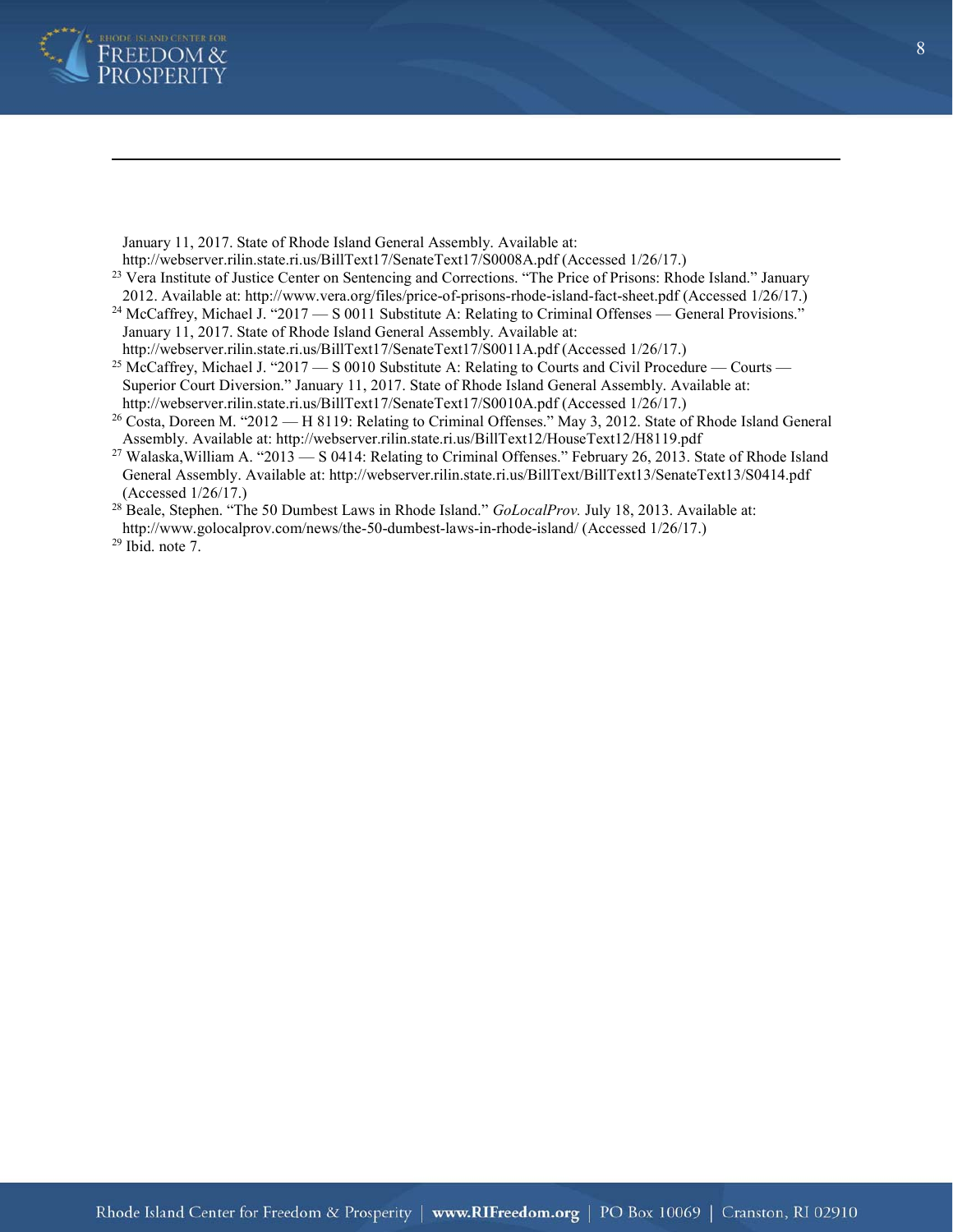January 11, 2017. State of Rhode Island General Assembly. Available at: http://webserver.rilin.state.ri.us/BillText17/SenateText17/S0008A.pdf (Accessed 1/26/17.)

[23] Vera Institute of Justice Center on Sentencing and Corrections. "The Price of Prisons: Rhode Island." January 2012. Available at: http://www.vera.org/files/price-of-prisons-rhode-island-fact-sheet.pdf (Accessed 1/26/17.)

[24] McCaffrey, Michael J. "2017 — S 0011 Substitute A: Relating to Criminal Offenses — General Provisions." January 11, 2017. State of Rhode Island General Assembly. Available at: http://webserver.rilin.state.ri.us/BillText17/SenateText17/S0011A.pdf (Accessed 1/26/17.)

[25] McCaffrey, Michael J. "2017 — S 0010 Substitute A: Relating to Courts and Civil Procedure — Courts — Superior Court Diversion." January 11, 2017. State of Rhode Island General Assembly. Available at: http://webserver.rilin.state.ri.us/BillText17/SenateText17/S0010A.pdf (Accessed 1/26/17.)

[26] Costa, Doreen M. "2012 — H 8119: Relating to Criminal Offenses." May 3, 2012. State of Rhode Island General Assembly. Available at: http://webserver.rilin.state.ri.us/BillText12/HouseText12/H8119.pdf

[27] Walaska,William A. "2013 — S 0414: Relating to Criminal Offenses." February 26, 2013. State of Rhode Island General Assembly. Available at: http://webserver.rilin.state.ri.us/BillText/BillText13/SenateText13/S0414.pdf (Accessed 1/26/17.)

[28] Beale, Stephen. "The 50 Dumbest Laws in Rhode Island." *GoLocalProv.* July 18, 2013. Available at: http://www.golocalprov.com/news/the-50-dumbest-laws-in-rhode-island/ (Accessed 1/26/17.)

[29] Ibid. note 7.